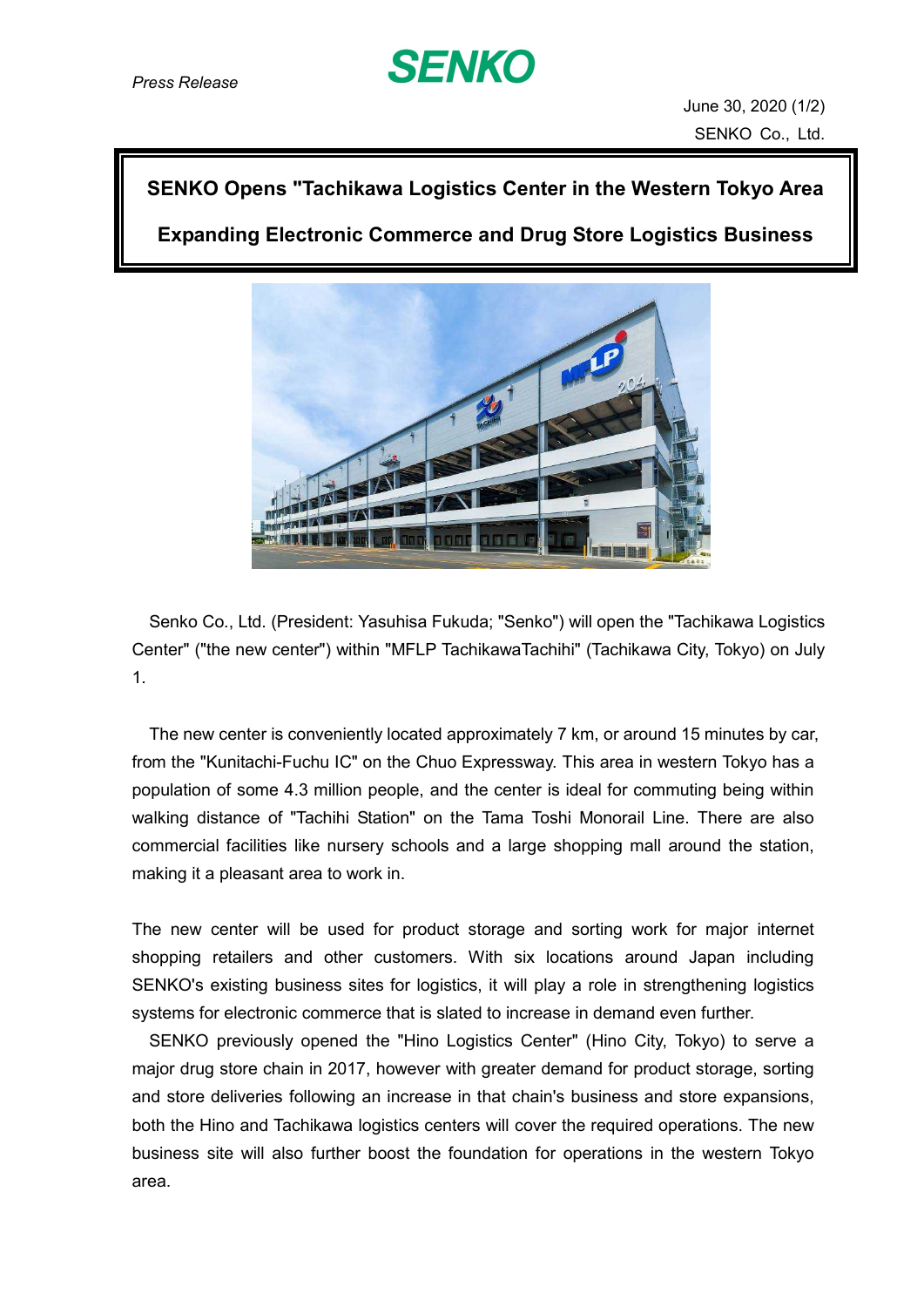*Press Release*

**SENKO**

June 30, 2020 (1/2)
SENKO Co., Ltd.

## SENKO Opens "Tachikawa Logistics Center in the Western Tokyo Area

## Expanding Electronic Commerce and Drug Store Logistics Business

Senko Co., Ltd. (President: Yasuhisa Fukuda; "Senko") will open the "Tachikawa Logistics Center" ("the new center") within "MFLP TachikawaTachihi" (Tachikawa City, Tokyo) on July 1.

The new center is conveniently located approximately 7 km, or around 15 minutes by car, from the "Kunitachi-Fuchu IC" on the Chuo Expressway. This area in western Tokyo has a population of some 4.3 million people, and the center is ideal for commuting being within walking distance of "Tachihi Station" on the Tama Toshi Monorail Line. There are also commercial facilities like nursery schools and a large shopping mall around the station, making it a pleasant area to work in.

The new center will be used for product storage and sorting work for major internet shopping retailers and other customers. With six locations around Japan including SENKO's existing business sites for logistics, it will play a role in strengthening logistics systems for electronic commerce that is slated to increase in demand even further.

SENKO previously opened the "Hino Logistics Center" (Hino City, Tokyo) to serve a major drug store chain in 2017, however with greater demand for product storage, sorting and store deliveries following an increase in that chain's business and store expansions, both the Hino and Tachikawa logistics centers will cover the required operations. The new business site will also further boost the foundation for operations in the western Tokyo area.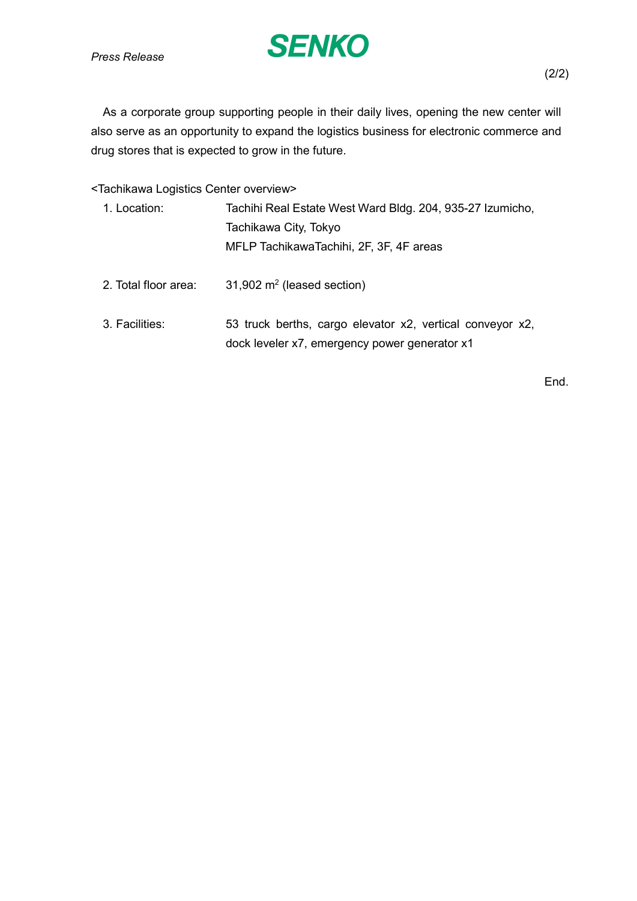As a corporate group supporting people in their daily lives, opening the new center will also serve as an opportunity to expand the logistics business for electronic commerce and drug stores that is expected to grow in the future.

<Tachikawa Logistics Center overview>

1. Location: Tachihi Real Estate West Ward Bldg. 204, 935-27 Izumicho, Tachikawa City, Tokyo
   MFLP TachikawaTachihi, 2F, 3F, 4F areas

2. Total floor area: 31,902 $m^2$ (leased section)

3. Facilities: 53 truck berths, cargo elevator x2, vertical conveyor x2, dock leveler x7, emergency power generator x1

End.